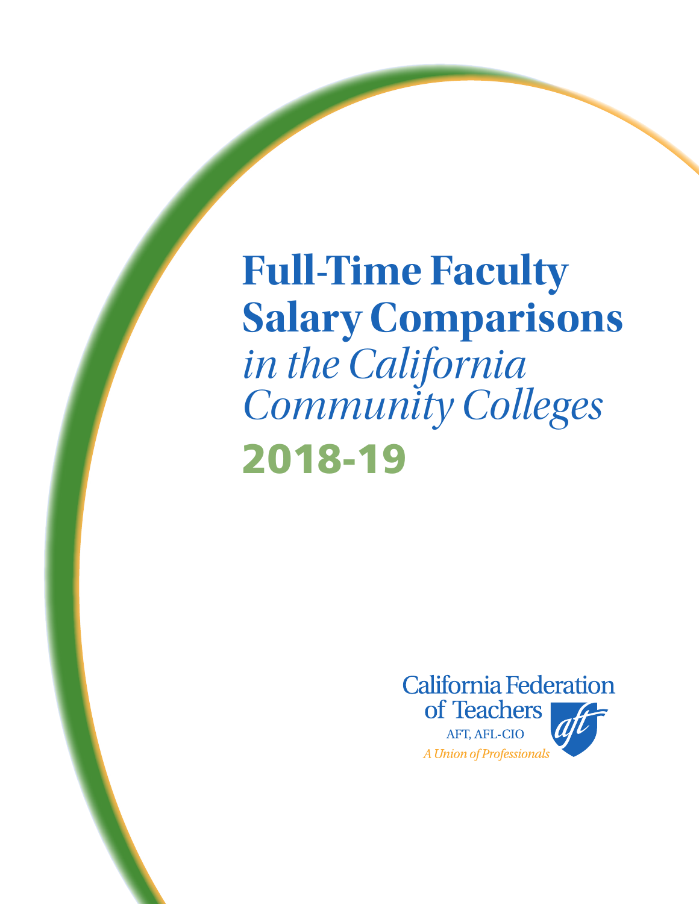# Full-Time Faculty Salary Comparisons

*in the California Community Colleges*

## 2018-19

California Federation of Teachers

AFT, AFL-CIO

*A Union of Professionals*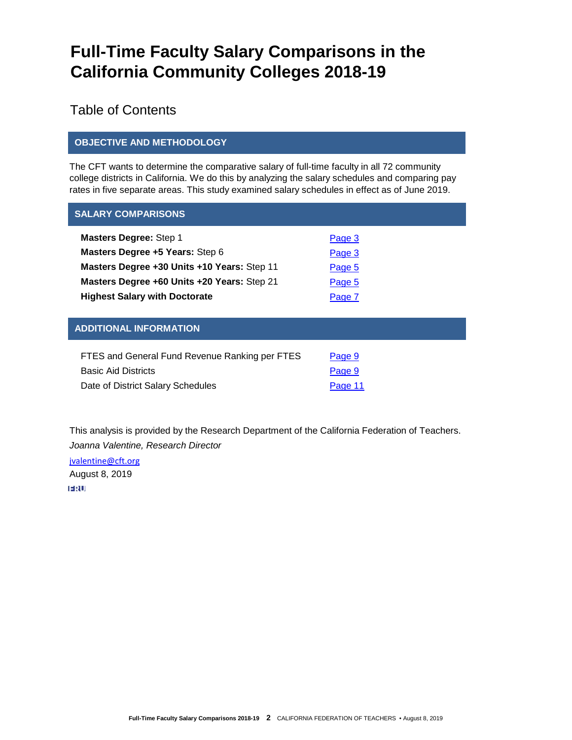# Full-Time Faculty Salary Comparisons in the California Community Colleges 2018-19

## Table of Contents

### OBJECTIVE AND METHODOLOGY

The CFT wants to determine the comparative salary of full-time faculty in all 72 community college districts in California. We do this by analyzing the salary schedules and comparing pay rates in five separate areas. This study examined salary schedules in effect as of June 2019.

### SALARY COMPARISONS

| | |
|---|---|
| **Masters Degree:** Step 1 | Page 3 |
| **Masters Degree +5 Years:** Step 6 | Page 3 |
| **Masters Degree +30 Units +10 Years:** Step 11 | Page 5 |
| **Masters Degree +60 Units +20 Years:** Step 21 | Page 5 |
| **Highest Salary with Doctorate** | Page 7 |

### ADDITIONAL INFORMATION

| | |
|---|---|
| FTES and General Fund Revenue Ranking per FTES | Page 9 |
| Basic Aid Districts | Page 9 |
| Date of District Salary Schedules | Page 11 |

This analysis is provided by the Research Department of the California Federation of Teachers.

*Joanna Valentine, Research Director*

jvalentine@cft.org

August 8, 2019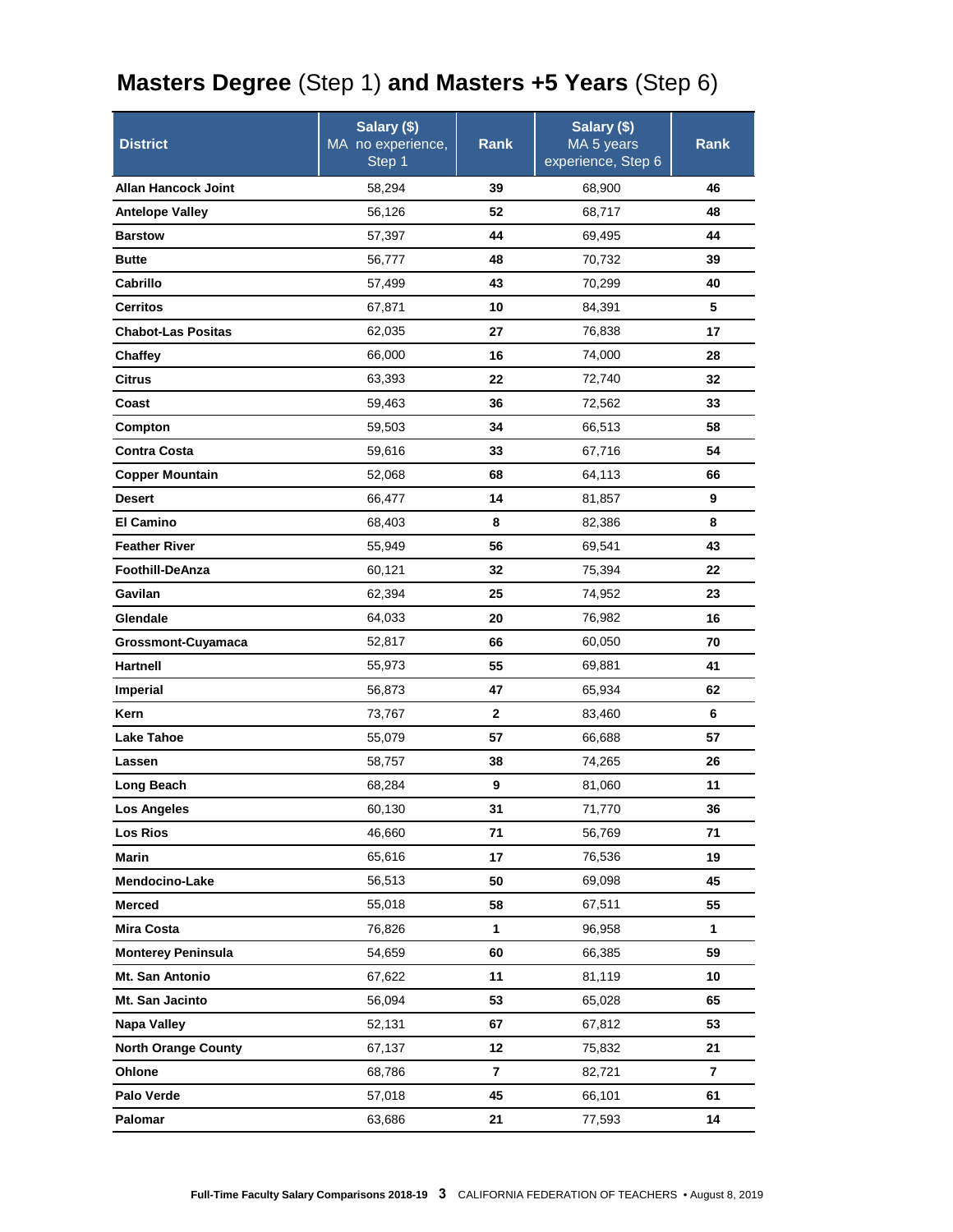# **Masters Degree** (Step 1) **and Masters +5 Years** (Step 6)

| District | Salary ($) MA no experience, Step 1 | Rank | Salary ($) MA 5 years experience, Step 6 | Rank |
|---|---|---|---|---|
| **Allan Hancock Joint** | 58,294 | **39** | 68,900 | **46** |
| **Antelope Valley** | 56,126 | **52** | 68,717 | **48** |
| **Barstow** | 57,397 | **44** | 69,495 | **44** |
| **Butte** | 56,777 | **48** | 70,732 | **39** |
| **Cabrillo** | 57,499 | **43** | 70,299 | **40** |
| **Cerritos** | 67,871 | **10** | 84,391 | **5** |
| **Chabot-Las Positas** | 62,035 | **27** | 76,838 | **17** |
| **Chaffey** | 66,000 | **16** | 74,000 | **28** |
| **Citrus** | 63,393 | **22** | 72,740 | **32** |
| **Coast** | 59,463 | **36** | 72,562 | **33** |
| **Compton** | 59,503 | **34** | 66,513 | **58** |
| **Contra Costa** | 59,616 | **33** | 67,716 | **54** |
| **Copper Mountain** | 52,068 | **68** | 64,113 | **66** |
| **Desert** | 66,477 | **14** | 81,857 | **9** |
| **El Camino** | 68,403 | **8** | 82,386 | **8** |
| **Feather River** | 55,949 | **56** | 69,541 | **43** |
| **Foothill-DeAnza** | 60,121 | **32** | 75,394 | **22** |
| **Gavilan** | 62,394 | **25** | 74,952 | **23** |
| **Glendale** | 64,033 | **20** | 76,982 | **16** |
| **Grossmont-Cuyamaca** | 52,817 | **66** | 60,050 | **70** |
| **Hartnell** | 55,973 | **55** | 69,881 | **41** |
| **Imperial** | 56,873 | **47** | 65,934 | **62** |
| **Kern** | 73,767 | **2** | 83,460 | **6** |
| **Lake Tahoe** | 55,079 | **57** | 66,688 | **57** |
| **Lassen** | 58,757 | **38** | 74,265 | **26** |
| **Long Beach** | 68,284 | **9** | 81,060 | **11** |
| **Los Angeles** | 60,130 | **31** | 71,770 | **36** |
| **Los Rios** | 46,660 | **71** | 56,769 | **71** |
| **Marin** | 65,616 | **17** | 76,536 | **19** |
| **Mendocino-Lake** | 56,513 | **50** | 69,098 | **45** |
| **Merced** | 55,018 | **58** | 67,511 | **55** |
| **Mira Costa** | 76,826 | **1** | 96,958 | **1** |
| **Monterey Peninsula** | 54,659 | **60** | 66,385 | **59** |
| **Mt. San Antonio** | 67,622 | **11** | 81,119 | **10** |
| **Mt. San Jacinto** | 56,094 | **53** | 65,028 | **65** |
| **Napa Valley** | 52,131 | **67** | 67,812 | **53** |
| **North Orange County** | 67,137 | **12** | 75,832 | **21** |
| **Ohlone** | 68,786 | **7** | 82,721 | **7** |
| **Palo Verde** | 57,018 | **45** | 66,101 | **61** |
| **Palomar** | 63,686 | **21** | 77,593 | **14** |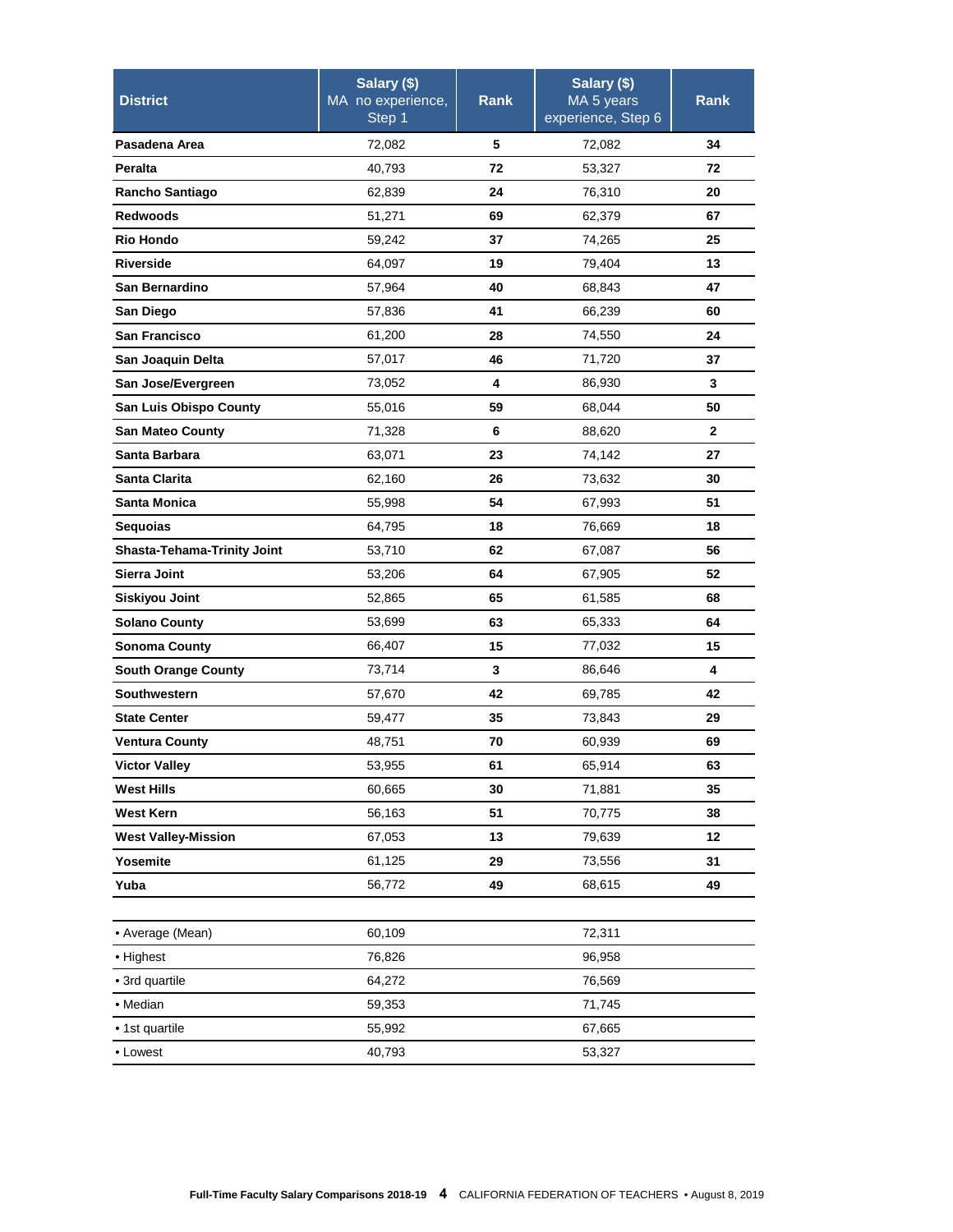| District | Salary ($) MA no experience, Step 1 | Rank | Salary ($) MA 5 years experience, Step 6 | Rank |
|---|---|---|---|---|
| **Pasadena Area** | 72,082 | **5** | 72,082 | **34** |
| **Peralta** | 40,793 | **72** | 53,327 | **72** |
| **Rancho Santiago** | 62,839 | **24** | 76,310 | **20** |
| **Redwoods** | 51,271 | **69** | 62,379 | **67** |
| **Rio Hondo** | 59,242 | **37** | 74,265 | **25** |
| **Riverside** | 64,097 | **19** | 79,404 | **13** |
| **San Bernardino** | 57,964 | **40** | 68,843 | **47** |
| **San Diego** | 57,836 | **41** | 66,239 | **60** |
| **San Francisco** | 61,200 | **28** | 74,550 | **24** |
| **San Joaquin Delta** | 57,017 | **46** | 71,720 | **37** |
| **San Jose/Evergreen** | 73,052 | **4** | 86,930 | **3** |
| **San Luis Obispo County** | 55,016 | **59** | 68,044 | **50** |
| **San Mateo County** | 71,328 | **6** | 88,620 | **2** |
| **Santa Barbara** | 63,071 | **23** | 74,142 | **27** |
| **Santa Clarita** | 62,160 | **26** | 73,632 | **30** |
| **Santa Monica** | 55,998 | **54** | 67,993 | **51** |
| **Sequoias** | 64,795 | **18** | 76,669 | **18** |
| **Shasta-Tehama-Trinity Joint** | 53,710 | **62** | 67,087 | **56** |
| **Sierra Joint** | 53,206 | **64** | 67,905 | **52** |
| **Siskiyou Joint** | 52,865 | **65** | 61,585 | **68** |
| **Solano County** | 53,699 | **63** | 65,333 | **64** |
| **Sonoma County** | 66,407 | **15** | 77,032 | **15** |
| **South Orange County** | 73,714 | **3** | 86,646 | **4** |
| **Southwestern** | 57,670 | **42** | 69,785 | **42** |
| **State Center** | 59,477 | **35** | 73,843 | **29** |
| **Ventura County** | 48,751 | **70** | 60,939 | **69** |
| **Victor Valley** | 53,955 | **61** | 65,914 | **63** |
| **West Hills** | 60,665 | **30** | 71,881 | **35** |
| **West Kern** | 56,163 | **51** | 70,775 | **38** |
| **West Valley-Mission** | 67,053 | **13** | 79,639 | **12** |
| **Yosemite** | 61,125 | **29** | 73,556 | **31** |
| **Yuba** | 56,772 | **49** | 68,615 | **49** |
| | | | | |
| • Average (Mean) | 60,109 | | 72,311 | |
| • Highest | 76,826 | | 96,958 | |
| • 3rd quartile | 64,272 | | 76,569 | |
| • Median | 59,353 | | 71,745 | |
| • 1st quartile | 55,992 | | 67,665 | |
| • Lowest | 40,793 | | 53,327 | |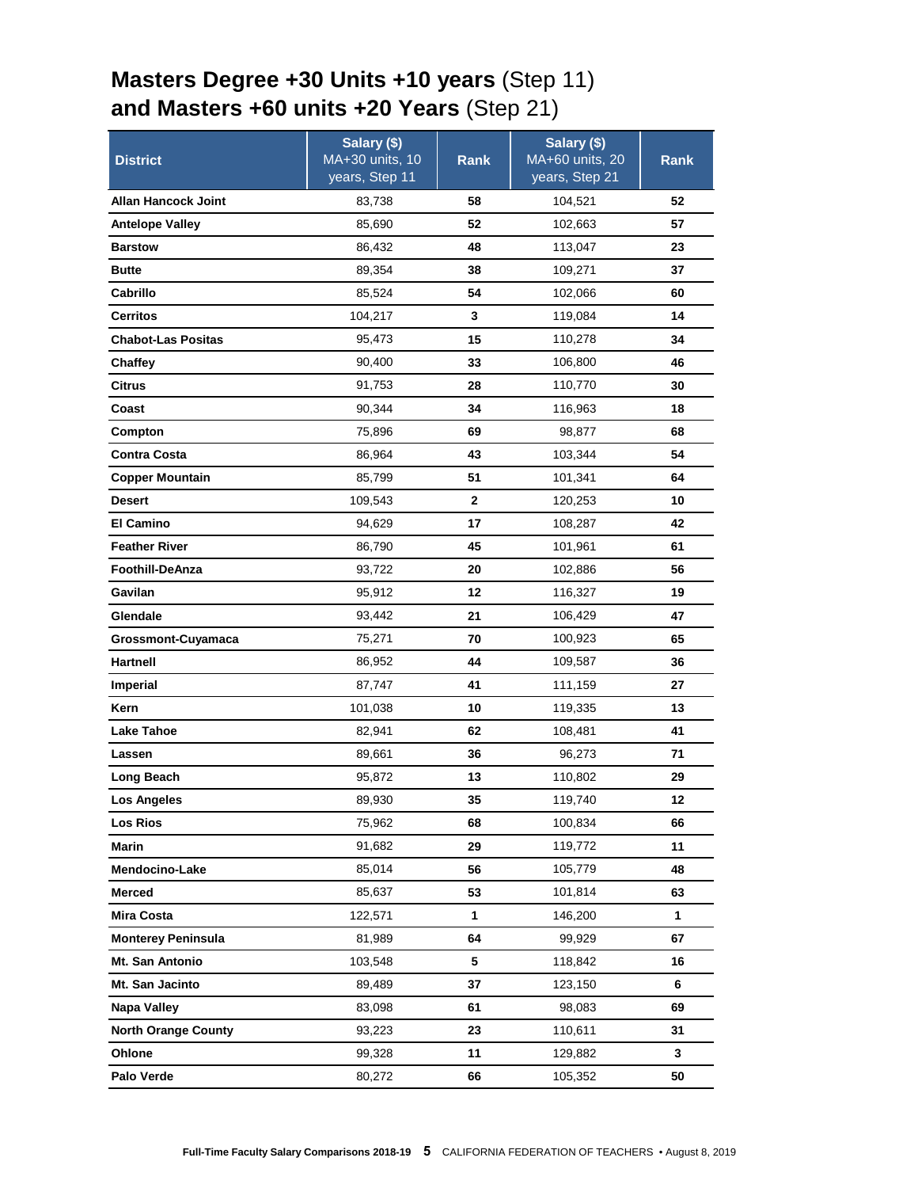# **Masters Degree +30 Units +10 years** (Step 11) **and Masters +60 units +20 Years** (Step 21)

| District | Salary ($) MA+30 units, 10 years, Step 11 | Rank | Salary ($) MA+60 units, 20 years, Step 21 | Rank |
|---|---|---|---|---|
| Allan Hancock Joint | 83,738 | 58 | 104,521 | 52 |
| Antelope Valley | 85,690 | 52 | 102,663 | 57 |
| Barstow | 86,432 | 48 | 113,047 | 23 |
| Butte | 89,354 | 38 | 109,271 | 37 |
| Cabrillo | 85,524 | 54 | 102,066 | 60 |
| Cerritos | 104,217 | 3 | 119,084 | 14 |
| Chabot-Las Positas | 95,473 | 15 | 110,278 | 34 |
| Chaffey | 90,400 | 33 | 106,800 | 46 |
| Citrus | 91,753 | 28 | 110,770 | 30 |
| Coast | 90,344 | 34 | 116,963 | 18 |
| Compton | 75,896 | 69 | 98,877 | 68 |
| Contra Costa | 86,964 | 43 | 103,344 | 54 |
| Copper Mountain | 85,799 | 51 | 101,341 | 64 |
| Desert | 109,543 | 2 | 120,253 | 10 |
| El Camino | 94,629 | 17 | 108,287 | 42 |
| Feather River | 86,790 | 45 | 101,961 | 61 |
| Foothill-DeAnza | 93,722 | 20 | 102,886 | 56 |
| Gavilan | 95,912 | 12 | 116,327 | 19 |
| Glendale | 93,442 | 21 | 106,429 | 47 |
| Grossmont-Cuyamaca | 75,271 | 70 | 100,923 | 65 |
| Hartnell | 86,952 | 44 | 109,587 | 36 |
| Imperial | 87,747 | 41 | 111,159 | 27 |
| Kern | 101,038 | 10 | 119,335 | 13 |
| Lake Tahoe | 82,941 | 62 | 108,481 | 41 |
| Lassen | 89,661 | 36 | 96,273 | 71 |
| Long Beach | 95,872 | 13 | 110,802 | 29 |
| Los Angeles | 89,930 | 35 | 119,740 | 12 |
| Los Rios | 75,962 | 68 | 100,834 | 66 |
| Marin | 91,682 | 29 | 119,772 | 11 |
| Mendocino-Lake | 85,014 | 56 | 105,779 | 48 |
| Merced | 85,637 | 53 | 101,814 | 63 |
| Mira Costa | 122,571 | 1 | 146,200 | 1 |
| Monterey Peninsula | 81,989 | 64 | 99,929 | 67 |
| Mt. San Antonio | 103,548 | 5 | 118,842 | 16 |
| Mt. San Jacinto | 89,489 | 37 | 123,150 | 6 |
| Napa Valley | 83,098 | 61 | 98,083 | 69 |
| North Orange County | 93,223 | 23 | 110,611 | 31 |
| Ohlone | 99,328 | 11 | 129,882 | 3 |
| Palo Verde | 80,272 | 66 | 105,352 | 50 |

Full-Time Faculty Salary Comparisons 2018-19 CALIFORNIA FEDERATION OF TEACHERS • August 8, 2019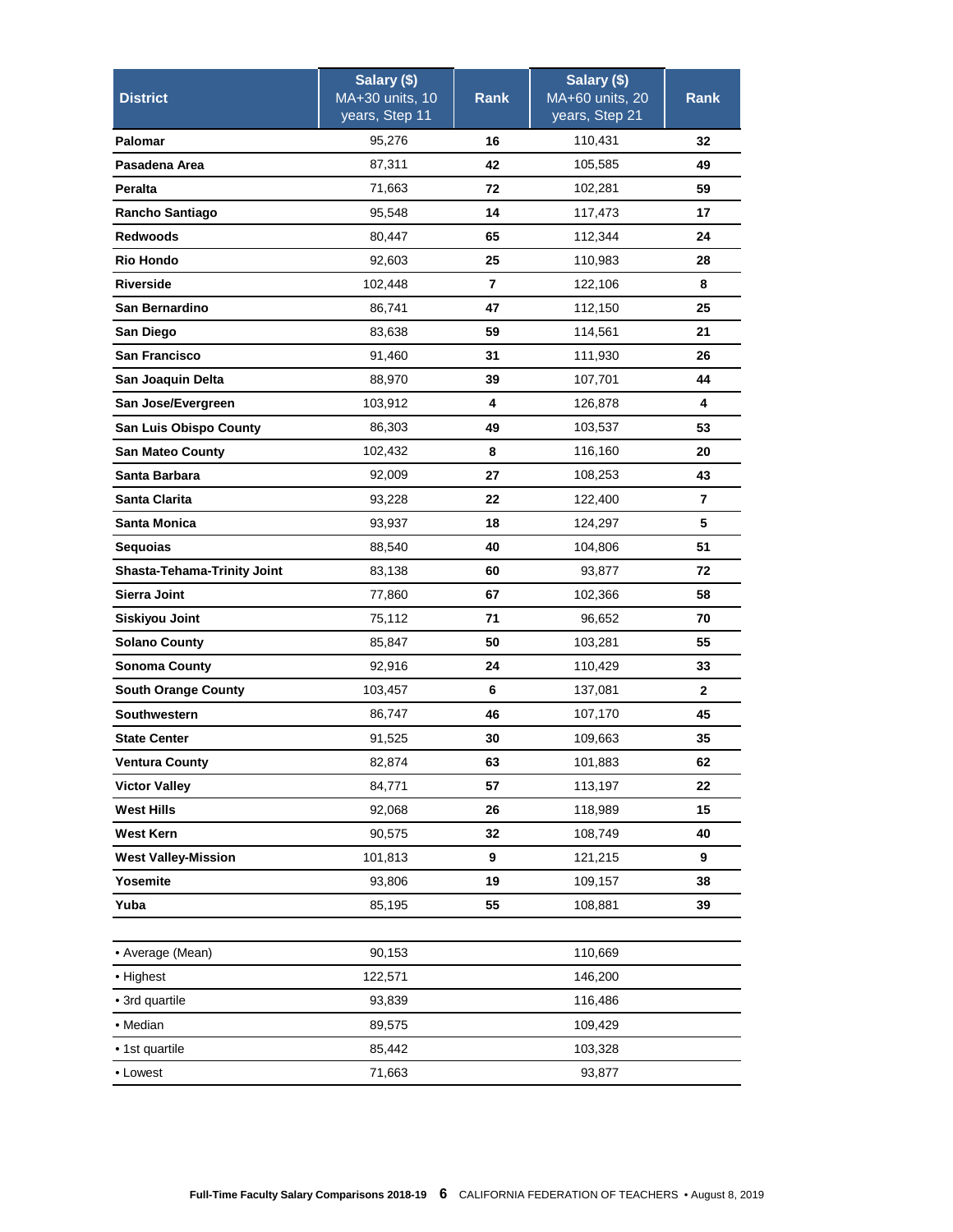| District | Salary ($) MA+30 units, 10 years, Step 11 | Rank | Salary ($) MA+60 units, 20 years, Step 21 | Rank |
|---|---|---|---|---|
| **Palomar** | 95,276 | **16** | 110,431 | **32** |
| **Pasadena Area** | 87,311 | **42** | 105,585 | **49** |
| **Peralta** | 71,663 | **72** | 102,281 | **59** |
| **Rancho Santiago** | 95,548 | **14** | 117,473 | **17** |
| **Redwoods** | 80,447 | **65** | 112,344 | **24** |
| **Rio Hondo** | 92,603 | **25** | 110,983 | **28** |
| **Riverside** | 102,448 | **7** | 122,106 | **8** |
| **San Bernardino** | 86,741 | **47** | 112,150 | **25** |
| **San Diego** | 83,638 | **59** | 114,561 | **21** |
| **San Francisco** | 91,460 | **31** | 111,930 | **26** |
| **San Joaquin Delta** | 88,970 | **39** | 107,701 | **44** |
| **San Jose/Evergreen** | 103,912 | **4** | 126,878 | **4** |
| **San Luis Obispo County** | 86,303 | **49** | 103,537 | **53** |
| **San Mateo County** | 102,432 | **8** | 116,160 | **20** |
| **Santa Barbara** | 92,009 | **27** | 108,253 | **43** |
| **Santa Clarita** | 93,228 | **22** | 122,400 | **7** |
| **Santa Monica** | 93,937 | **18** | 124,297 | **5** |
| **Sequoias** | 88,540 | **40** | 104,806 | **51** |
| **Shasta-Tehama-Trinity Joint** | 83,138 | **60** | 93,877 | **72** |
| **Sierra Joint** | 77,860 | **67** | 102,366 | **58** |
| **Siskiyou Joint** | 75,112 | **71** | 96,652 | **70** |
| **Solano County** | 85,847 | **50** | 103,281 | **55** |
| **Sonoma County** | 92,916 | **24** | 110,429 | **33** |
| **South Orange County** | 103,457 | **6** | 137,081 | **2** |
| **Southwestern** | 86,747 | **46** | 107,170 | **45** |
| **State Center** | 91,525 | **30** | 109,663 | **35** |
| **Ventura County** | 82,874 | **63** | 101,883 | **62** |
| **Victor Valley** | 84,771 | **57** | 113,197 | **22** |
| **West Hills** | 92,068 | **26** | 118,989 | **15** |
| **West Kern** | 90,575 | **32** | 108,749 | **40** |
| **West Valley-Mission** | 101,813 | **9** | 121,215 | **9** |
| **Yosemite** | 93,806 | **19** | 109,157 | **38** |
| **Yuba** | 85,195 | **55** | 108,881 | **39** |

| | | | | |
|---|---|---|---|---|
| • Average (Mean) | 90,153 | | 110,669 | |
| • Highest | 122,571 | | 146,200 | |
| • 3rd quartile | 93,839 | | 116,486 | |
| • Median | 89,575 | | 109,429 | |
| • 1st quartile | 85,442 | | 103,328 | |
| • Lowest | 71,663 | | 93,877 | |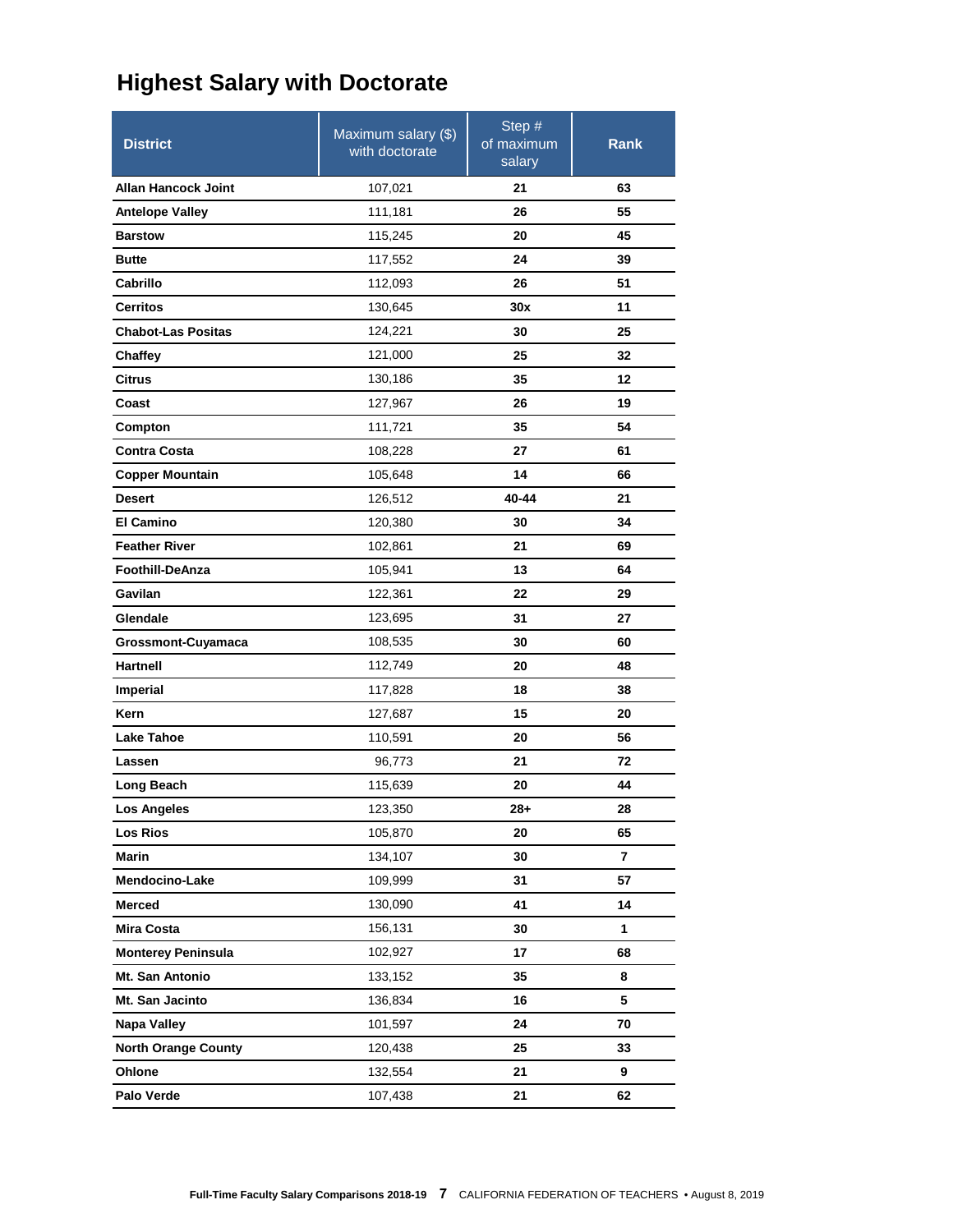# Highest Salary with Doctorate

| District | Maximum salary ($) with doctorate | Step # of maximum salary | Rank |
|---|---|---|---|
| **Allan Hancock Joint** | 107,021 | **21** | **63** |
| **Antelope Valley** | 111,181 | **26** | **55** |
| **Barstow** | 115,245 | **20** | **45** |
| **Butte** | 117,552 | **24** | **39** |
| **Cabrillo** | 112,093 | **26** | **51** |
| **Cerritos** | 130,645 | **30x** | **11** |
| **Chabot-Las Positas** | 124,221 | **30** | **25** |
| **Chaffey** | 121,000 | **25** | **32** |
| **Citrus** | 130,186 | **35** | **12** |
| **Coast** | 127,967 | **26** | **19** |
| **Compton** | 111,721 | **35** | **54** |
| **Contra Costa** | 108,228 | **27** | **61** |
| **Copper Mountain** | 105,648 | **14** | **66** |
| **Desert** | 126,512 | **40-44** | **21** |
| **El Camino** | 120,380 | **30** | **34** |
| **Feather River** | 102,861 | **21** | **69** |
| **Foothill-DeAnza** | 105,941 | **13** | **64** |
| **Gavilan** | 122,361 | **22** | **29** |
| **Glendale** | 123,695 | **31** | **27** |
| **Grossmont-Cuyamaca** | 108,535 | **30** | **60** |
| **Hartnell** | 112,749 | **20** | **48** |
| **Imperial** | 117,828 | **18** | **38** |
| **Kern** | 127,687 | **15** | **20** |
| **Lake Tahoe** | 110,591 | **20** | **56** |
| **Lassen** | 96,773 | **21** | **72** |
| **Long Beach** | 115,639 | **20** | **44** |
| **Los Angeles** | 123,350 | **28+** | **28** |
| **Los Rios** | 105,870 | **20** | **65** |
| **Marin** | 134,107 | **30** | **7** |
| **Mendocino-Lake** | 109,999 | **31** | **57** |
| **Merced** | 130,090 | **41** | **14** |
| **Mira Costa** | 156,131 | **30** | **1** |
| **Monterey Peninsula** | 102,927 | **17** | **68** |
| **Mt. San Antonio** | 133,152 | **35** | **8** |
| **Mt. San Jacinto** | 136,834 | **16** | **5** |
| **Napa Valley** | 101,597 | **24** | **70** |
| **North Orange County** | 120,438 | **25** | **33** |
| **Ohlone** | 132,554 | **21** | **9** |
| **Palo Verde** | 107,438 | **21** | **62** |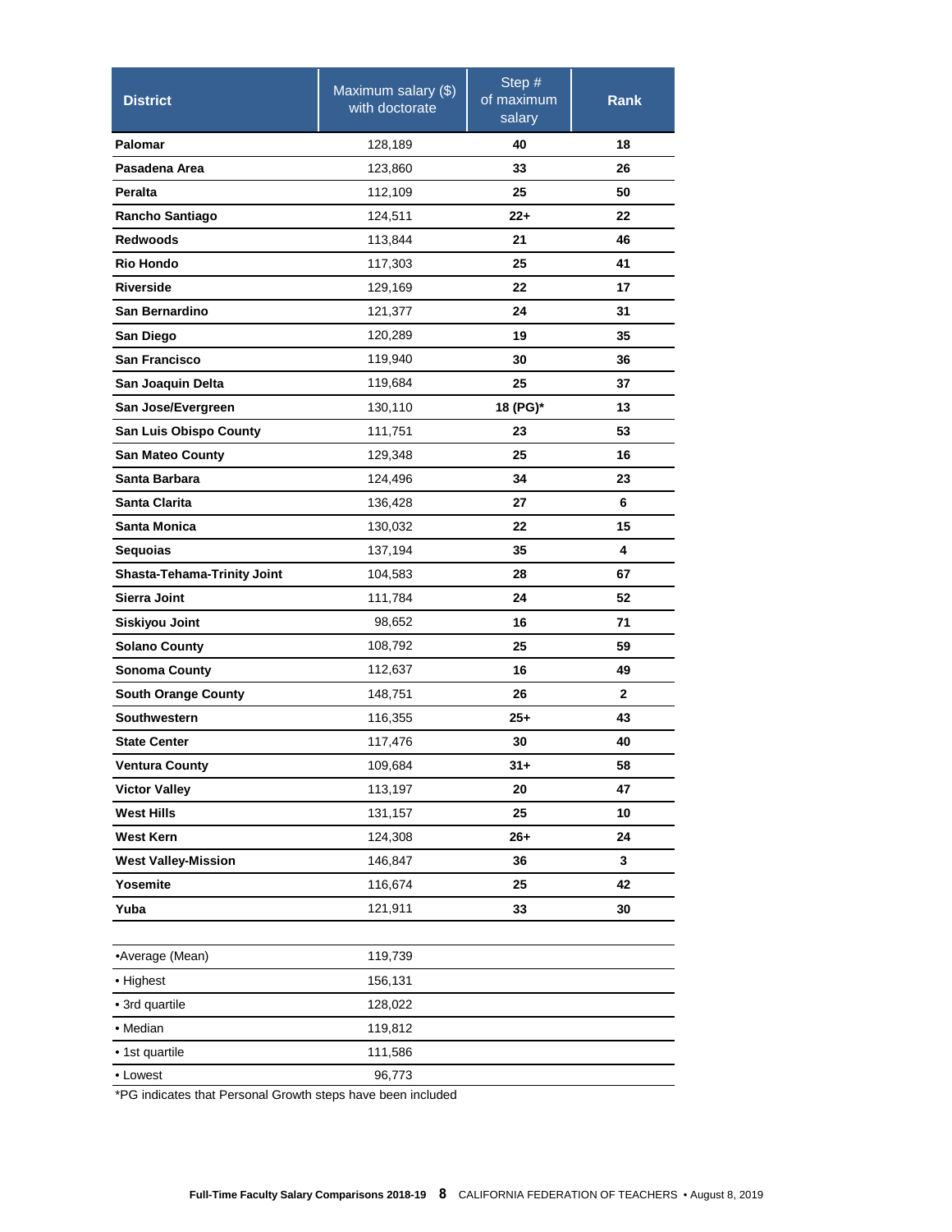| District | Maximum salary ($) with doctorate | Step # of maximum salary | Rank |
| --- | --- | --- | --- |
| **Palomar** | 128,189 | **40** | **18** |
| **Pasadena Area** | 123,860 | **33** | **26** |
| **Peralta** | 112,109 | **25** | **50** |
| **Rancho Santiago** | 124,511 | **22+** | **22** |
| **Redwoods** | 113,844 | **21** | **46** |
| **Rio Hondo** | 117,303 | **25** | **41** |
| **Riverside** | 129,169 | **22** | **17** |
| **San Bernardino** | 121,377 | **24** | **31** |
| **San Diego** | 120,289 | **19** | **35** |
| **San Francisco** | 119,940 | **30** | **36** |
| **San Joaquin Delta** | 119,684 | **25** | **37** |
| **San Jose/Evergreen** | 130,110 | **18 (PG)*** | **13** |
| **San Luis Obispo County** | 111,751 | **23** | **53** |
| **San Mateo County** | 129,348 | **25** | **16** |
| **Santa Barbara** | 124,496 | **34** | **23** |
| **Santa Clarita** | 136,428 | **27** | **6** |
| **Santa Monica** | 130,032 | **22** | **15** |
| **Sequoias** | 137,194 | **35** | **4** |
| **Shasta-Tehama-Trinity Joint** | 104,583 | **28** | **67** |
| **Sierra Joint** | 111,784 | **24** | **52** |
| **Siskiyou Joint** | 98,652 | **16** | **71** |
| **Solano County** | 108,792 | **25** | **59** |
| **Sonoma County** | 112,637 | **16** | **49** |
| **South Orange County** | 148,751 | **26** | **2** |
| **Southwestern** | 116,355 | **25+** | **43** |
| **State Center** | 117,476 | **30** | **40** |
| **Ventura County** | 109,684 | **31+** | **58** |
| **Victor Valley** | 113,197 | **20** | **47** |
| **West Hills** | 131,157 | **25** | **10** |
| **West Kern** | 124,308 | **26+** | **24** |
| **West Valley-Mission** | 146,847 | **36** | **3** |
| **Yosemite** | 116,674 | **25** | **42** |
| **Yuba** | 121,911 | **33** | **30** |
| | | | |
| •Average (Mean) | 119,739 | | |
| • Highest | 156,131 | | |
| • 3rd quartile | 128,022 | | |
| • Median | 119,812 | | |
| • 1st quartile | 111,586 | | |
| • Lowest | 96,773 | | |

*PG indicates that Personal Growth steps have been included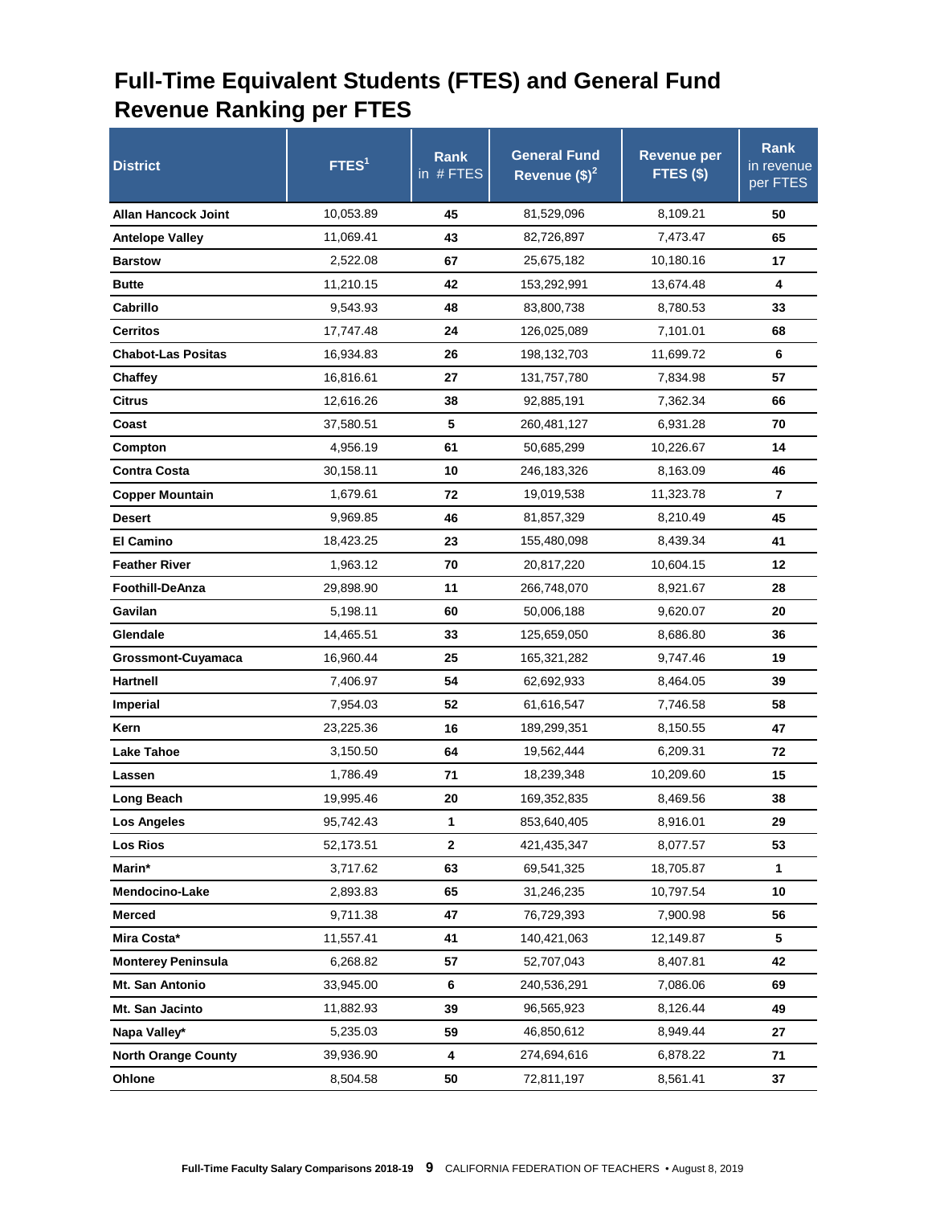# Full-Time Equivalent Students (FTES) and General Fund Revenue Ranking per FTES

| District | FTES[1] | Rank in # FTES | General Fund Revenue ($)[2] | Revenue per FTES ($) | Rank in revenue per FTES |
|---|---|---|---|---|---|
| **Allan Hancock Joint** | 10,053.89 | **45** | 81,529,096 | 8,109.21 | **50** |
| **Antelope Valley** | 11,069.41 | **43** | 82,726,897 | 7,473.47 | **65** |
| **Barstow** | 2,522.08 | **67** | 25,675,182 | 10,180.16 | **17** |
| **Butte** | 11,210.15 | **42** | 153,292,991 | 13,674.48 | **4** |
| **Cabrillo** | 9,543.93 | **48** | 83,800,738 | 8,780.53 | **33** |
| **Cerritos** | 17,747.48 | **24** | 126,025,089 | 7,101.01 | **68** |
| **Chabot-Las Positas** | 16,934.83 | **26** | 198,132,703 | 11,699.72 | **6** |
| **Chaffey** | 16,816.61 | **27** | 131,757,780 | 7,834.98 | **57** |
| **Citrus** | 12,616.26 | **38** | 92,885,191 | 7,362.34 | **66** |
| **Coast** | 37,580.51 | **5** | 260,481,127 | 6,931.28 | **70** |
| **Compton** | 4,956.19 | **61** | 50,685,299 | 10,226.67 | **14** |
| **Contra Costa** | 30,158.11 | **10** | 246,183,326 | 8,163.09 | **46** |
| **Copper Mountain** | 1,679.61 | **72** | 19,019,538 | 11,323.78 | **7** |
| **Desert** | 9,969.85 | **46** | 81,857,329 | 8,210.49 | **45** |
| **El Camino** | 18,423.25 | **23** | 155,480,098 | 8,439.34 | **41** |
| **Feather River** | 1,963.12 | **70** | 20,817,220 | 10,604.15 | **12** |
| **Foothill-DeAnza** | 29,898.90 | **11** | 266,748,070 | 8,921.67 | **28** |
| **Gavilan** | 5,198.11 | **60** | 50,006,188 | 9,620.07 | **20** |
| **Glendale** | 14,465.51 | **33** | 125,659,050 | 8,686.80 | **36** |
| **Grossmont-Cuyamaca** | 16,960.44 | **25** | 165,321,282 | 9,747.46 | **19** |
| **Hartnell** | 7,406.97 | **54** | 62,692,933 | 8,464.05 | **39** |
| **Imperial** | 7,954.03 | **52** | 61,616,547 | 7,746.58 | **58** |
| **Kern** | 23,225.36 | **16** | 189,299,351 | 8,150.55 | **47** |
| **Lake Tahoe** | 3,150.50 | **64** | 19,562,444 | 6,209.31 | **72** |
| **Lassen** | 1,786.49 | **71** | 18,239,348 | 10,209.60 | **15** |
| **Long Beach** | 19,995.46 | **20** | 169,352,835 | 8,469.56 | **38** |
| **Los Angeles** | 95,742.43 | **1** | 853,640,405 | 8,916.01 | **29** |
| **Los Rios** | 52,173.51 | **2** | 421,435,347 | 8,077.57 | **53** |
| **Marin*** | 3,717.62 | **63** | 69,541,325 | 18,705.87 | **1** |
| **Mendocino-Lake** | 2,893.83 | **65** | 31,246,235 | 10,797.54 | **10** |
| **Merced** | 9,711.38 | **47** | 76,729,393 | 7,900.98 | **56** |
| **Mira Costa*** | 11,557.41 | **41** | 140,421,063 | 12,149.87 | **5** |
| **Monterey Peninsula** | 6,268.82 | **57** | 52,707,043 | 8,407.81 | **42** |
| **Mt. San Antonio** | 33,945.00 | **6** | 240,536,291 | 7,086.06 | **69** |
| **Mt. San Jacinto** | 11,882.93 | **39** | 96,565,923 | 8,126.44 | **49** |
| **Napa Valley*** | 5,235.03 | **59** | 46,850,612 | 8,949.44 | **27** |
| **North Orange County** | 39,936.90 | **4** | 274,694,616 | 6,878.22 | **71** |
| **Ohlone** | 8,504.58 | **50** | 72,811,197 | 8,561.41 | **37** |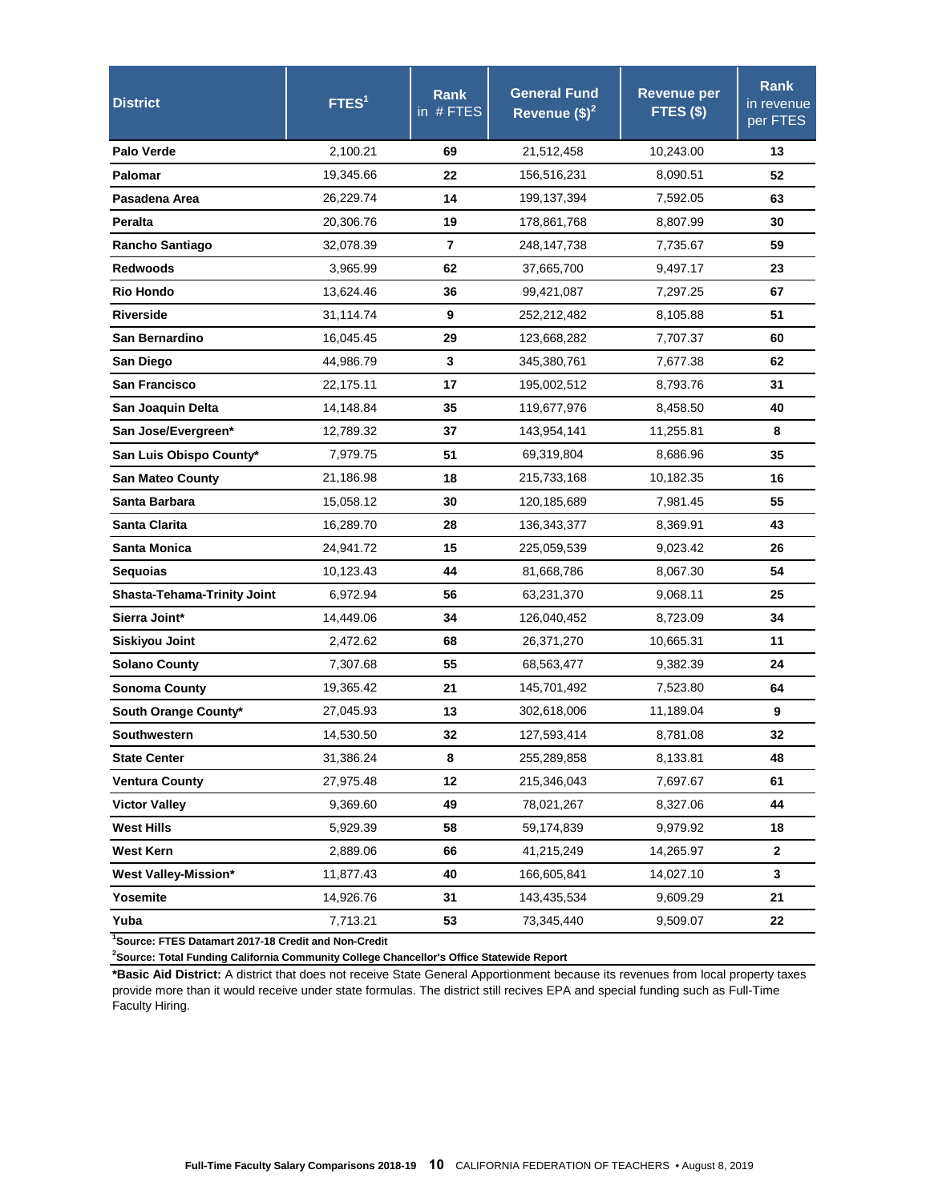| District | FTES[1] | Rank in # FTES | General Fund Revenue ($)[2] | Revenue per FTES ($) | Rank in revenue per FTES |
|---|---|---|---|---|---|
| **Palo Verde** | 2,100.21 | **69** | 21,512,458 | 10,243.00 | **13** |
| **Palomar** | 19,345.66 | **22** | 156,516,231 | 8,090.51 | **52** |
| **Pasadena Area** | 26,229.74 | **14** | 199,137,394 | 7,592.05 | **63** |
| **Peralta** | 20,306.76 | **19** | 178,861,768 | 8,807.99 | **30** |
| **Rancho Santiago** | 32,078.39 | **7** | 248,147,738 | 7,735.67 | **59** |
| **Redwoods** | 3,965.99 | **62** | 37,665,700 | 9,497.17 | **23** |
| **Rio Hondo** | 13,624.46 | **36** | 99,421,087 | 7,297.25 | **67** |
| **Riverside** | 31,114.74 | **9** | 252,212,482 | 8,105.88 | **51** |
| **San Bernardino** | 16,045.45 | **29** | 123,668,282 | 7,707.37 | **60** |
| **San Diego** | 44,986.79 | **3** | 345,380,761 | 7,677.38 | **62** |
| **San Francisco** | 22,175.11 | **17** | 195,002,512 | 8,793.76 | **31** |
| **San Joaquin Delta** | 14,148.84 | **35** | 119,677,976 | 8,458.50 | **40** |
| **San Jose/Evergreen*** | 12,789.32 | **37** | 143,954,141 | 11,255.81 | **8** |
| **San Luis Obispo County*** | 7,979.75 | **51** | 69,319,804 | 8,686.96 | **35** |
| **San Mateo County** | 21,186.98 | **18** | 215,733,168 | 10,182.35 | **16** |
| **Santa Barbara** | 15,058.12 | **30** | 120,185,689 | 7,981.45 | **55** |
| **Santa Clarita** | 16,289.70 | **28** | 136,343,377 | 8,369.91 | **43** |
| **Santa Monica** | 24,941.72 | **15** | 225,059,539 | 9,023.42 | **26** |
| **Sequoias** | 10,123.43 | **44** | 81,668,786 | 8,067.30 | **54** |
| **Shasta-Tehama-Trinity Joint** | 6,972.94 | **56** | 63,231,370 | 9,068.11 | **25** |
| **Sierra Joint*** | 14,449.06 | **34** | 126,040,452 | 8,723.09 | **34** |
| **Siskiyou Joint** | 2,472.62 | **68** | 26,371,270 | 10,665.31 | **11** |
| **Solano County** | 7,307.68 | **55** | 68,563,477 | 9,382.39 | **24** |
| **Sonoma County** | 19,365.42 | **21** | 145,701,492 | 7,523.80 | **64** |
| **South Orange County*** | 27,045.93 | **13** | 302,618,006 | 11,189.04 | **9** |
| **Southwestern** | 14,530.50 | **32** | 127,593,414 | 8,781.08 | **32** |
| **State Center** | 31,386.24 | **8** | 255,289,858 | 8,133.81 | **48** |
| **Ventura County** | 27,975.48 | **12** | 215,346,043 | 7,697.67 | **61** |
| **Victor Valley** | 9,369.60 | **49** | 78,021,267 | 8,327.06 | **44** |
| **West Hills** | 5,929.39 | **58** | 59,174,839 | 9,979.92 | **18** |
| **West Kern** | 2,889.06 | **66** | 41,215,249 | 14,265.97 | **2** |
| **West Valley-Mission*** | 11,877.43 | **40** | 166,605,841 | 14,027.10 | **3** |
| **Yosemite** | 14,926.76 | **31** | 143,435,534 | 9,609.29 | **21** |
| **Yuba** | 7,713.21 | **53** | 73,345,440 | 9,509.07 | **22** |

**[1]Source: FTES Datamart 2017-18 Credit and Non-Credit**

**[2]Source: Total Funding California Community College Chancellor's Office Statewide Report**

***Basic Aid District:** A district that does not receive State General Apportionment because its revenues from local property taxes provide more than it would receive under state formulas. The district still recives EPA and special funding such as Full-Time Faculty Hiring.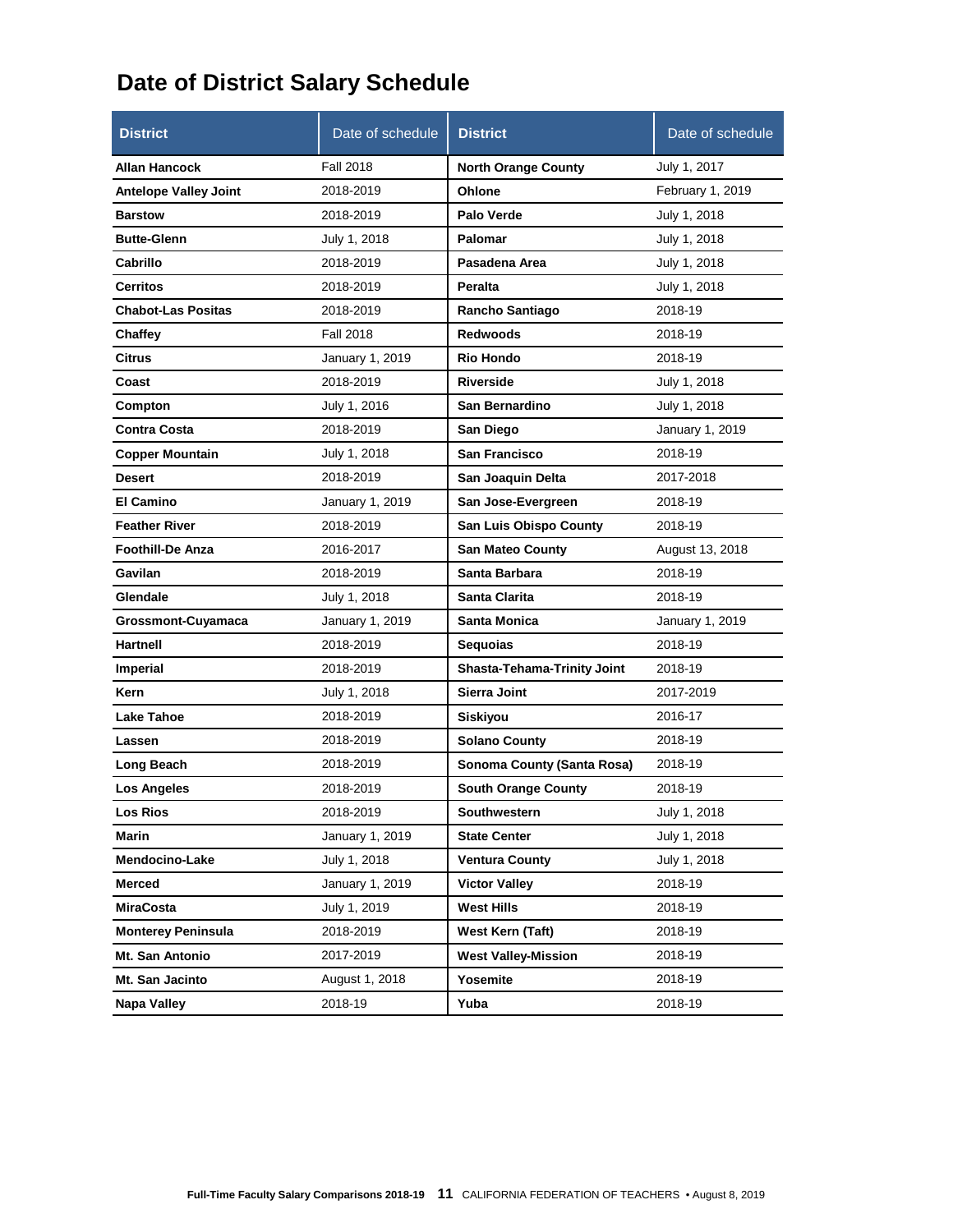# Date of District Salary Schedule

| District | Date of schedule | District | Date of schedule |
|---|---|---|---|
| **Allan Hancock** | Fall 2018 | **North Orange County** | July 1, 2017 |
| **Antelope Valley Joint** | 2018-2019 | **Ohlone** | February 1, 2019 |
| **Barstow** | 2018-2019 | **Palo Verde** | July 1, 2018 |
| **Butte-Glenn** | July 1, 2018 | **Palomar** | July 1, 2018 |
| **Cabrillo** | 2018-2019 | **Pasadena Area** | July 1, 2018 |
| **Cerritos** | 2018-2019 | **Peralta** | July 1, 2018 |
| **Chabot-Las Positas** | 2018-2019 | **Rancho Santiago** | 2018-19 |
| **Chaffey** | Fall 2018 | **Redwoods** | 2018-19 |
| **Citrus** | January 1, 2019 | **Rio Hondo** | 2018-19 |
| **Coast** | 2018-2019 | **Riverside** | July 1, 2018 |
| **Compton** | July 1, 2016 | **San Bernardino** | July 1, 2018 |
| **Contra Costa** | 2018-2019 | **San Diego** | January 1, 2019 |
| **Copper Mountain** | July 1, 2018 | **San Francisco** | 2018-19 |
| **Desert** | 2018-2019 | **San Joaquin Delta** | 2017-2018 |
| **El Camino** | January 1, 2019 | **San Jose-Evergreen** | 2018-19 |
| **Feather River** | 2018-2019 | **San Luis Obispo County** | 2018-19 |
| **Foothill-De Anza** | 2016-2017 | **San Mateo County** | August 13, 2018 |
| **Gavilan** | 2018-2019 | **Santa Barbara** | 2018-19 |
| **Glendale** | July 1, 2018 | **Santa Clarita** | 2018-19 |
| **Grossmont-Cuyamaca** | January 1, 2019 | **Santa Monica** | January 1, 2019 |
| **Hartnell** | 2018-2019 | **Sequoias** | 2018-19 |
| **Imperial** | 2018-2019 | **Shasta-Tehama-Trinity Joint** | 2018-19 |
| **Kern** | July 1, 2018 | **Sierra Joint** | 2017-2019 |
| **Lake Tahoe** | 2018-2019 | **Siskiyou** | 2016-17 |
| **Lassen** | 2018-2019 | **Solano County** | 2018-19 |
| **Long Beach** | 2018-2019 | **Sonoma County (Santa Rosa)** | 2018-19 |
| **Los Angeles** | 2018-2019 | **South Orange County** | 2018-19 |
| **Los Rios** | 2018-2019 | **Southwestern** | July 1, 2018 |
| **Marin** | January 1, 2019 | **State Center** | July 1, 2018 |
| **Mendocino-Lake** | July 1, 2018 | **Ventura County** | July 1, 2018 |
| **Merced** | January 1, 2019 | **Victor Valley** | 2018-19 |
| **MiraCosta** | July 1, 2019 | **West Hills** | 2018-19 |
| **Monterey Peninsula** | 2018-2019 | **West Kern (Taft)** | 2018-19 |
| **Mt. San Antonio** | 2017-2019 | **West Valley-Mission** | 2018-19 |
| **Mt. San Jacinto** | August 1, 2018 | **Yosemite** | 2018-19 |
| **Napa Valley** | 2018-19 | **Yuba** | 2018-19 |